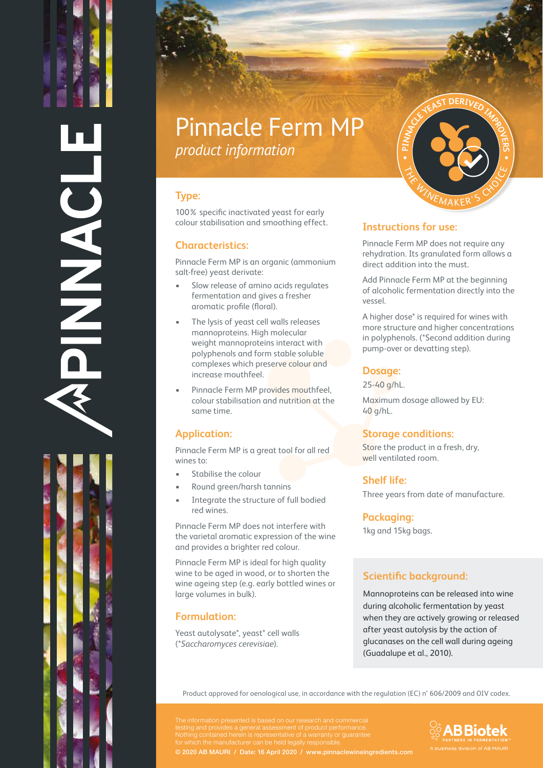# Pinnacle Ferm MP

*product information*

## Type:

100% specific inactivated yeast for early colour stabilisation and smoothing effect.

## Characteristics:

Pinnacle Ferm MP is an organic (ammonium salt-free) yeast derivate:

- Slow release of amino acids regulates fermentation and gives a fresher aromatic profile (floral).
- The lysis of yeast cell walls releases mannoproteins. High molecular weight mannoproteins interact with polyphenols and form stable soluble complexes which preserve colour and increase mouthfeel.
- Pinnacle Ferm MP provides mouthfeel, colour stabilisation and nutrition at the same time.

## Application:

Pinnacle Ferm MP is a great tool for all red wines to:

- Stabilise the colour
- Round green/harsh tannins
- Integrate the structure of full bodied red wines.

Pinnacle Ferm MP does not interfere with the varietal aromatic expression of the wine and provides a brighter red colour.

Pinnacle Ferm MP is ideal for high quality wine to be aged in wood, or to shorten the wine ageing step (e.g. early bottled wines or large volumes in bulk).

## Formulation:

Yeast autolysate*, yeast* cell walls (*Saccharomyces cerevisiae*).

## Instructions for use:

Pinnacle Ferm MP does not require any rehydration. Its granulated form allows a direct addition into the must.

Add Pinnacle Ferm MP at the beginning of alcoholic fermentation directly into the vessel.

A higher dose* is required for wines with more structure and higher concentrations in polyphenols. (*Second addition during pump-over or devatting step).

## Dosage:

25-40 g/hL.

Maximum dosage allowed by EU: 40 g/hL.

## Storage conditions:

Store the product in a fresh, dry, well ventilated room.

## Shelf life:

Three years from date of manufacture.

## Packaging:

1kg and 15kg bags.

## Scientific background:

Mannoproteins can be released into wine during alcoholic fermentation by yeast when they are actively growing or released after yeast autolysis by the action of glucanases on the cell wall during ageing (Guadalupe et al., 2010).

Product approved for oenological use, in accordance with the regulation (EC) n° 606/2009 and OIV codex.

The information presented is based on our research and commercial testing and provides a general assessment of product performance. Nothing contained herein is representative of a warranty or guarantee for which the manufacturer can be held legally responsible.

© 2020 AB MAURI / Date: 16 April 2020 / www.pinnaclewineingredients.com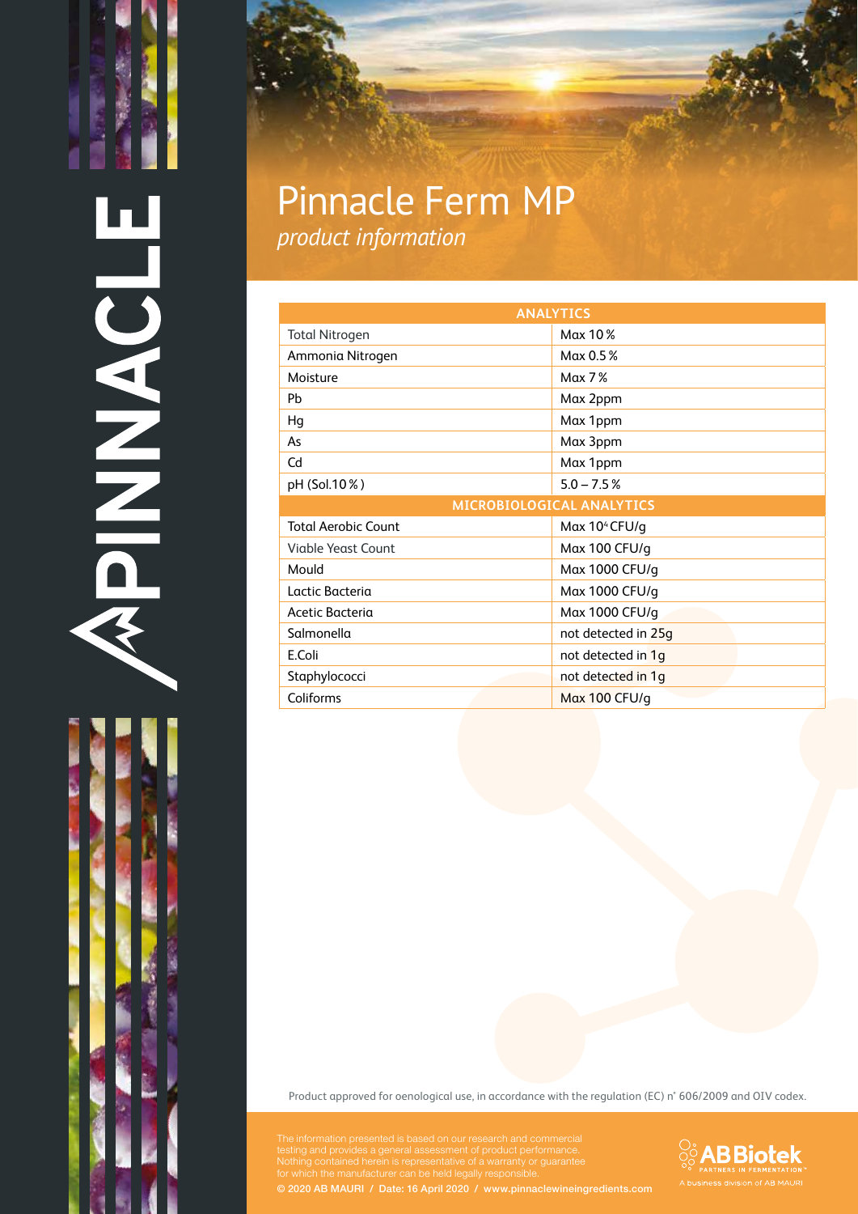# Pinnacle Ferm MP

*product information*

| ANALYTICS | |
|---|---|
| Total Nitrogen | Max 10 % |
| Ammonia Nitrogen | Max 0.5 % |
| Moisture | Max 7 % |
| Pb | Max 2ppm |
| Hg | Max 1ppm |
| As | Max 3ppm |
| Cd | Max 1ppm |
| pH (Sol.10 % ) | 5.0 – 7.5 % |
| **MICROBIOLOGICAL ANALYTICS** | |
| Total Aerobic Count | Max $10^4$ CFU/g |
| Viable Yeast Count | Max 100 CFU/g |
| Mould | Max 1000 CFU/g |
| Lactic Bacteria | Max 1000 CFU/g |
| Acetic Bacteria | Max 1000 CFU/g |
| Salmonella | not detected in 25g |
| E.Coli | not detected in 1g |
| Staphylococci | not detected in 1g |
| Coliforms | Max 100 CFU/g |

Product approved for oenological use, in accordance with the regulation (EC) n° 606/2009 and OIV codex.

The information presented is based on our research and commercial testing and provides a general assessment of product performance. Nothing contained herein is representative of a warranty or guarantee for which the manufacturer can be held legally responsible.

© 2020 AB MAURI / Date: 16 April 2020 / www.pinnaclewineingredients.com

AB Biotek – PARTNERS IN FERMENTATION™ – A business division of AB MAURI